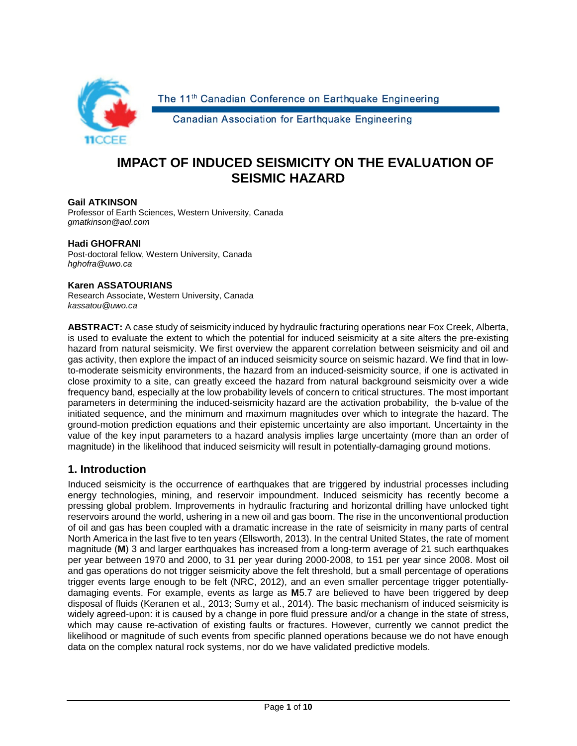# IMPACT OF INDUCED SEISMICITY ON THE EVALUATION OF SEISMIC HAZARD

**Gail ATKINSON**
Professor of Earth Sciences, Western University, Canada
*gmatkinson@aol.com*

**Hadi GHOFRANI**
Post-doctoral fellow, Western University, Canada
*hghofra@uwo.ca*

**Karen ASSATOURIANS**
Research Associate, Western University, Canada
*kassatou@uwo.ca*

**ABSTRACT:** A case study of seismicity induced by hydraulic fracturing operations near Fox Creek, Alberta, is used to evaluate the extent to which the potential for induced seismicity at a site alters the pre-existing hazard from natural seismicity. We first overview the apparent correlation between seismicity and oil and gas activity, then explore the impact of an induced seismicity source on seismic hazard. We find that in low-to-moderate seismicity environments, the hazard from an induced-seismicity source, if one is activated in close proximity to a site, can greatly exceed the hazard from natural background seismicity over a wide frequency band, especially at the low probability levels of concern to critical structures. The most important parameters in determining the induced-seismicity hazard are the activation probability, the b-value of the initiated sequence, and the minimum and maximum magnitudes over which to integrate the hazard. The ground-motion prediction equations and their epistemic uncertainty are also important. Uncertainty in the value of the key input parameters to a hazard analysis implies large uncertainty (more than an order of magnitude) in the likelihood that induced seismicity will result in potentially-damaging ground motions.

## 1. Introduction

Induced seismicity is the occurrence of earthquakes that are triggered by industrial processes including energy technologies, mining, and reservoir impoundment. Induced seismicity has recently become a pressing global problem. Improvements in hydraulic fracturing and horizontal drilling have unlocked tight reservoirs around the world, ushering in a new oil and gas boom. The rise in the unconventional production of oil and gas has been coupled with a dramatic increase in the rate of seismicity in many parts of central North America in the last five to ten years (Ellsworth, 2013). In the central United States, the rate of moment magnitude (**M**) 3 and larger earthquakes has increased from a long-term average of 21 such earthquakes per year between 1970 and 2000, to 31 per year during 2000-2008, to 151 per year since 2008. Most oil and gas operations do not trigger seismicity above the felt threshold, but a small percentage of operations trigger events large enough to be felt (NRC, 2012), and an even smaller percentage trigger potentially-damaging events. For example, events as large as **M**5.7 are believed to have been triggered by deep disposal of fluids (Keranen et al., 2013; Sumy et al., 2014). The basic mechanism of induced seismicity is widely agreed-upon: it is caused by a change in pore fluid pressure and/or a change in the state of stress, which may cause re-activation of existing faults or fractures. However, currently we cannot predict the likelihood or magnitude of such events from specific planned operations because we do not have enough data on the complex natural rock systems, nor do we have validated predictive models.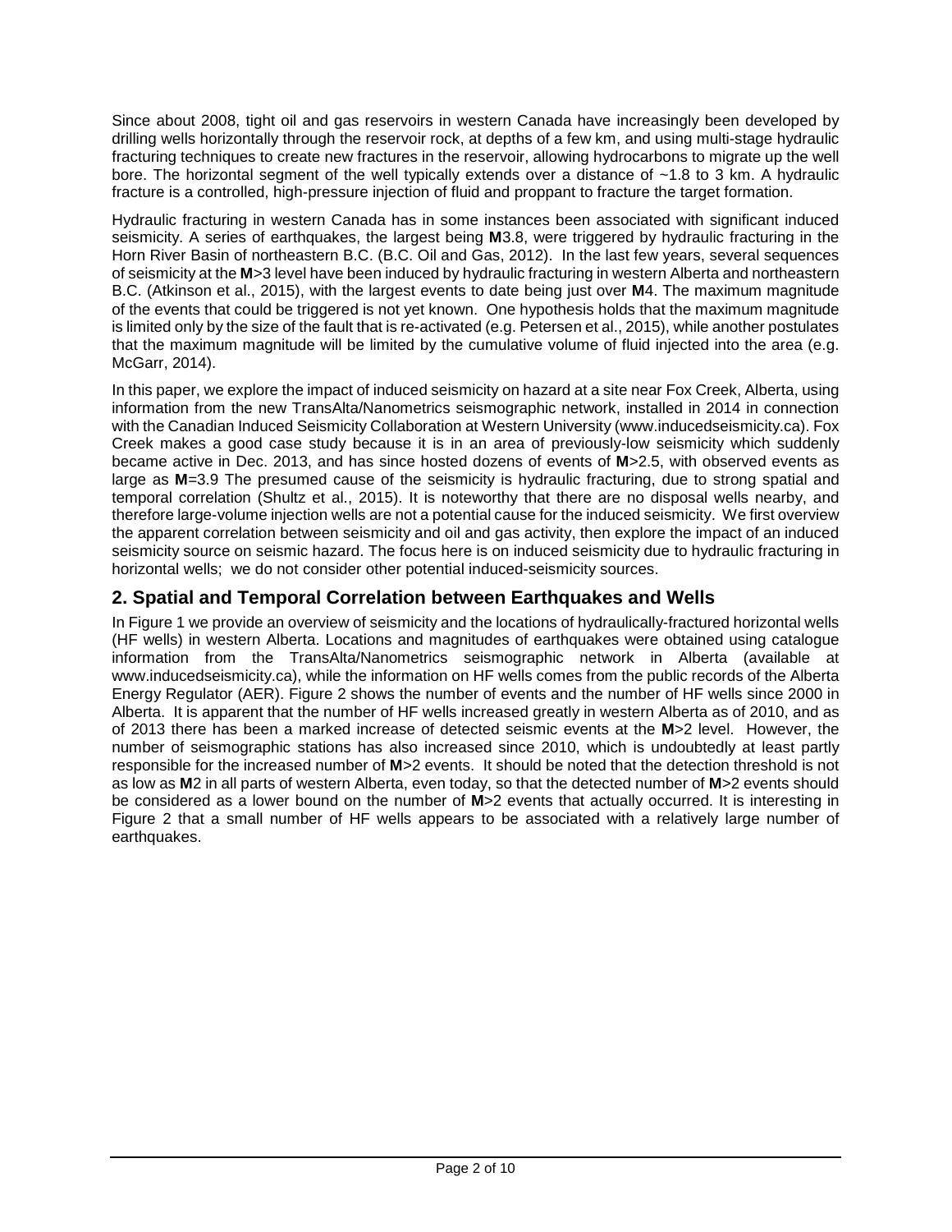Since about 2008, tight oil and gas reservoirs in western Canada have increasingly been developed by drilling wells horizontally through the reservoir rock, at depths of a few km, and using multi-stage hydraulic fracturing techniques to create new fractures in the reservoir, allowing hydrocarbons to migrate up the well bore. The horizontal segment of the well typically extends over a distance of ~1.8 to 3 km. A hydraulic fracture is a controlled, high-pressure injection of fluid and proppant to fracture the target formation.

Hydraulic fracturing in western Canada has in some instances been associated with significant induced seismicity. A series of earthquakes, the largest being **M**3.8, were triggered by hydraulic fracturing in the Horn River Basin of northeastern B.C. (B.C. Oil and Gas, 2012). In the last few years, several sequences of seismicity at the **M**>3 level have been induced by hydraulic fracturing in western Alberta and northeastern B.C. (Atkinson et al., 2015), with the largest events to date being just over **M**4. The maximum magnitude of the events that could be triggered is not yet known. One hypothesis holds that the maximum magnitude is limited only by the size of the fault that is re-activated (e.g. Petersen et al., 2015), while another postulates that the maximum magnitude will be limited by the cumulative volume of fluid injected into the area (e.g. McGarr, 2014).

In this paper, we explore the impact of induced seismicity on hazard at a site near Fox Creek, Alberta, using information from the new TransAlta/Nanometrics seismographic network, installed in 2014 in connection with the Canadian Induced Seismicity Collaboration at Western University (www.inducedseismicity.ca). Fox Creek makes a good case study because it is in an area of previously-low seismicity which suddenly became active in Dec. 2013, and has since hosted dozens of events of **M**>2.5, with observed events as large as **M**=3.9 The presumed cause of the seismicity is hydraulic fracturing, due to strong spatial and temporal correlation (Shultz et al., 2015). It is noteworthy that there are no disposal wells nearby, and therefore large-volume injection wells are not a potential cause for the induced seismicity. We first overview the apparent correlation between seismicity and oil and gas activity, then explore the impact of an induced seismicity source on seismic hazard. The focus here is on induced seismicity due to hydraulic fracturing in horizontal wells; we do not consider other potential induced-seismicity sources.

## 2. Spatial and Temporal Correlation between Earthquakes and Wells

In Figure 1 we provide an overview of seismicity and the locations of hydraulically-fractured horizontal wells (HF wells) in western Alberta. Locations and magnitudes of earthquakes were obtained using catalogue information from the TransAlta/Nanometrics seismographic network in Alberta (available at www.inducedseismicity.ca), while the information on HF wells comes from the public records of the Alberta Energy Regulator (AER). Figure 2 shows the number of events and the number of HF wells since 2000 in Alberta. It is apparent that the number of HF wells increased greatly in western Alberta as of 2010, and as of 2013 there has been a marked increase of detected seismic events at the **M**>2 level. However, the number of seismographic stations has also increased since 2010, which is undoubtedly at least partly responsible for the increased number of **M**>2 events. It should be noted that the detection threshold is not as low as **M**2 in all parts of western Alberta, even today, so that the detected number of **M**>2 events should be considered as a lower bound on the number of **M**>2 events that actually occurred. It is interesting in Figure 2 that a small number of HF wells appears to be associated with a relatively large number of earthquakes.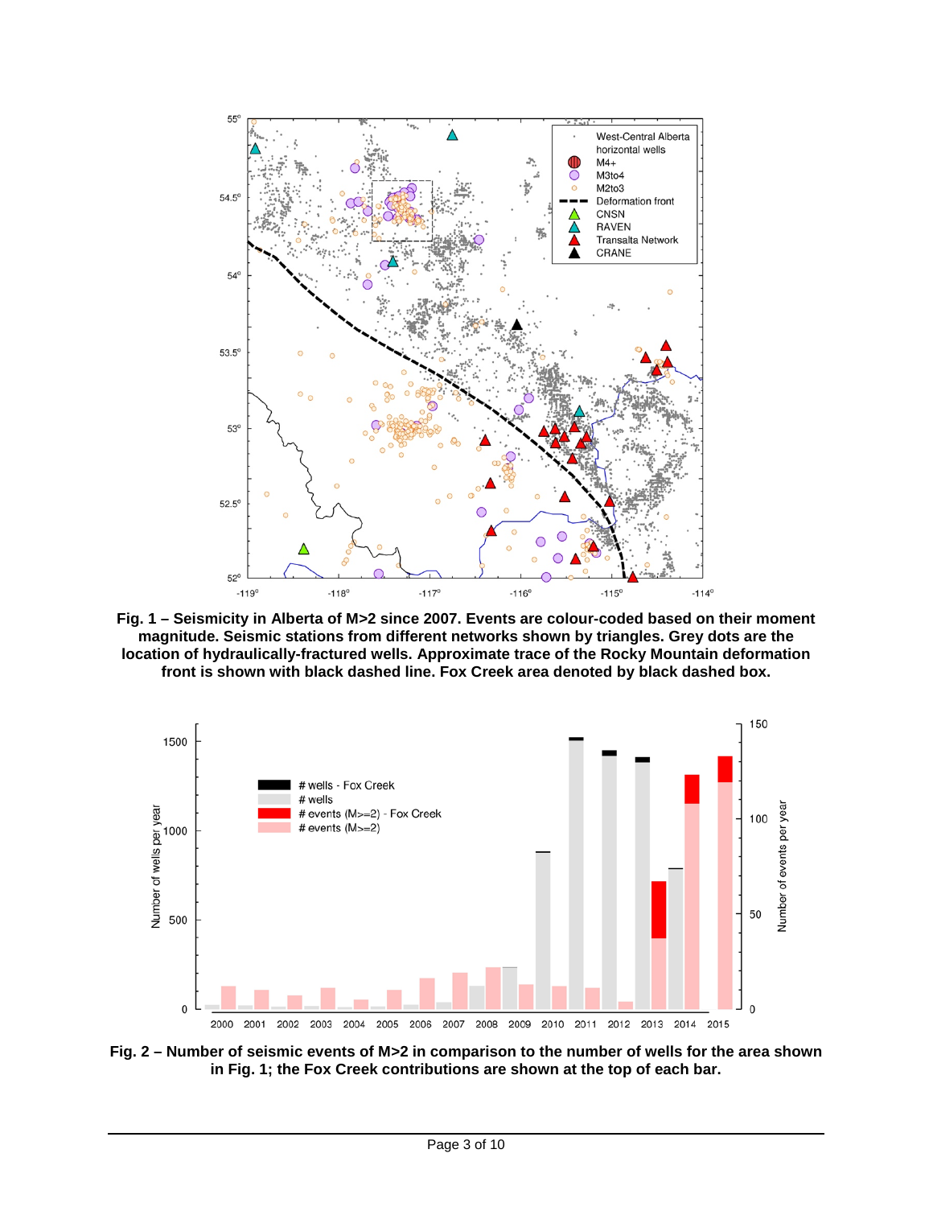**Fig. 1 – Seismicity in Alberta of M>2 since 2007. Events are colour-coded based on their moment magnitude. Seismic stations from different networks shown by triangles. Grey dots are the location of hydraulically-fractured wells. Approximate trace of the Rocky Mountain deformation front is shown with black dashed line. Fox Creek area denoted by black dashed box.**

**Fig. 2 – Number of seismic events of M>2 in comparison to the number of wells for the area shown in Fig. 1; the Fox Creek contributions are shown at the top of each bar.**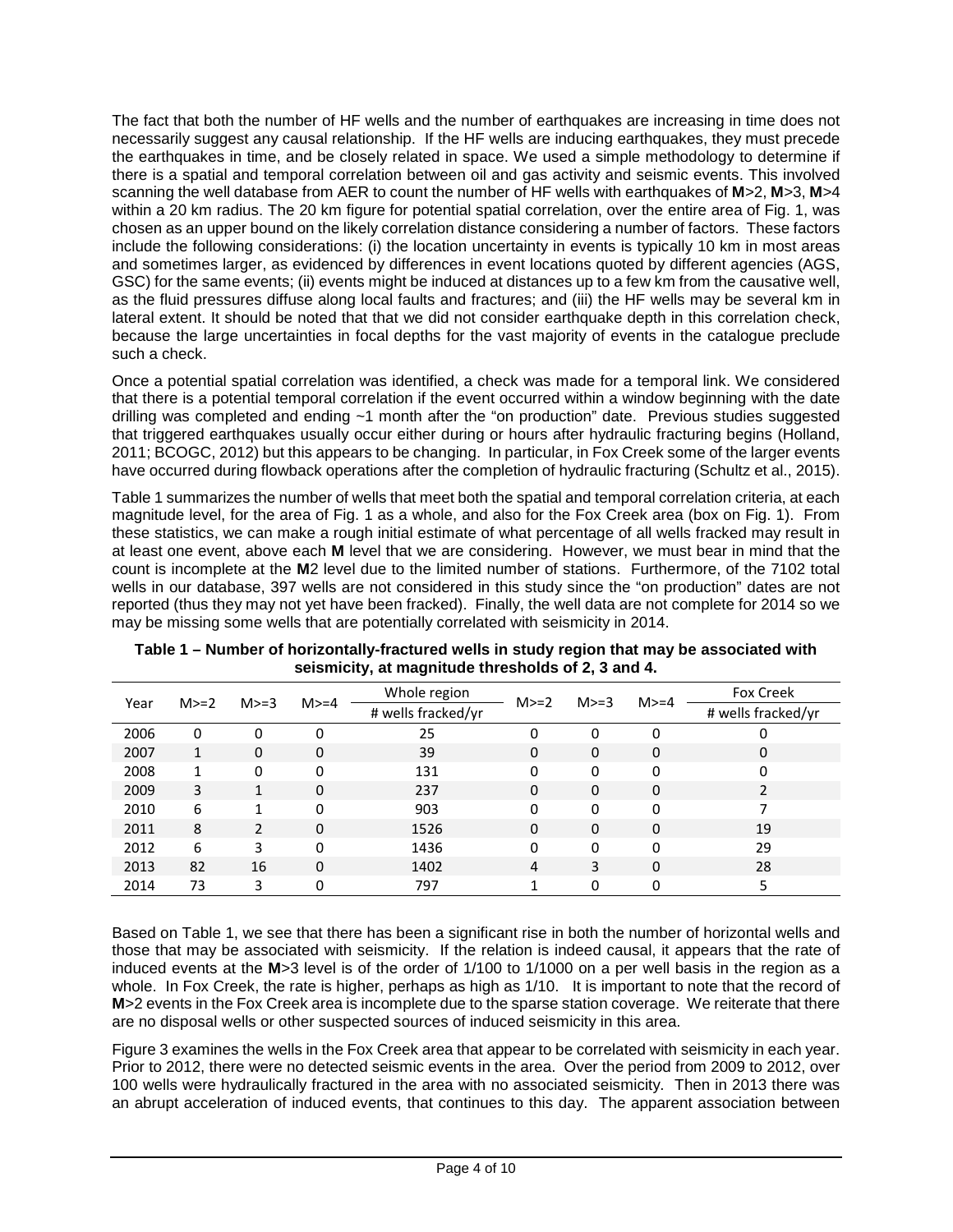The fact that both the number of HF wells and the number of earthquakes are increasing in time does not necessarily suggest any causal relationship. If the HF wells are inducing earthquakes, they must precede the earthquakes in time, and be closely related in space. We used a simple methodology to determine if there is a spatial and temporal correlation between oil and gas activity and seismic events. This involved scanning the well database from AER to count the number of HF wells with earthquakes of **M**>2, **M**>3, **M**>4 within a 20 km radius. The 20 km figure for potential spatial correlation, over the entire area of Fig. 1, was chosen as an upper bound on the likely correlation distance considering a number of factors. These factors include the following considerations: (i) the location uncertainty in events is typically 10 km in most areas and sometimes larger, as evidenced by differences in event locations quoted by different agencies (AGS, GSC) for the same events; (ii) events might be induced at distances up to a few km from the causative well, as the fluid pressures diffuse along local faults and fractures; and (iii) the HF wells may be several km in lateral extent. It should be noted that that we did not consider earthquake depth in this correlation check, because the large uncertainties in focal depths for the vast majority of events in the catalogue preclude such a check.

Once a potential spatial correlation was identified, a check was made for a temporal link. We considered that there is a potential temporal correlation if the event occurred within a window beginning with the date drilling was completed and ending ~1 month after the "on production" date. Previous studies suggested that triggered earthquakes usually occur either during or hours after hydraulic fracturing begins (Holland, 2011; BCOGC, 2012) but this appears to be changing. In particular, in Fox Creek some of the larger events have occurred during flowback operations after the completion of hydraulic fracturing (Schultz et al., 2015).

Table 1 summarizes the number of wells that meet both the spatial and temporal correlation criteria, at each magnitude level, for the area of Fig. 1 as a whole, and also for the Fox Creek area (box on Fig. 1). From these statistics, we can make a rough initial estimate of what percentage of all wells fracked may result in at least one event, above each **M** level that we are considering. However, we must bear in mind that the count is incomplete at the **M**2 level due to the limited number of stations. Furthermore, of the 7102 total wells in our database, 397 wells are not considered in this study since the "on production" dates are not reported (thus they may not yet have been fracked). Finally, the well data are not complete for 2014 so we may be missing some wells that are potentially correlated with seismicity in 2014.

**Table 1 – Number of horizontally-fractured wells in study region that may be associated with seismicity, at magnitude thresholds of 2, 3 and 4.**

| Year | M>=2 | M>=3 | M>=4 | Whole region | M>=2 | M>=3 | M>=4 | Fox Creek |
|---|---|---|---|---|---|---|---|---|
| | | | | # wells fracked/yr | | | | # wells fracked/yr |
| 2006 | 0 | 0 | 0 | 25 | 0 | 0 | 0 | 0 |
| 2007 | 1 | 0 | 0 | 39 | 0 | 0 | 0 | 0 |
| 2008 | 1 | 0 | 0 | 131 | 0 | 0 | 0 | 0 |
| 2009 | 3 | 1 | 0 | 237 | 0 | 0 | 0 | 2 |
| 2010 | 6 | 1 | 0 | 903 | 0 | 0 | 0 | 7 |
| 2011 | 8 | 2 | 0 | 1526 | 0 | 0 | 0 | 19 |
| 2012 | 6 | 3 | 0 | 1436 | 0 | 0 | 0 | 29 |
| 2013 | 82 | 16 | 0 | 1402 | 4 | 3 | 0 | 28 |
| 2014 | 73 | 3 | 0 | 797 | 1 | 0 | 0 | 5 |

Based on Table 1, we see that there has been a significant rise in both the number of horizontal wells and those that may be associated with seismicity. If the relation is indeed causal, it appears that the rate of induced events at the **M**>3 level is of the order of 1/100 to 1/1000 on a per well basis in the region as a whole. In Fox Creek, the rate is higher, perhaps as high as 1/10. It is important to note that the record of **M**>2 events in the Fox Creek area is incomplete due to the sparse station coverage. We reiterate that there are no disposal wells or other suspected sources of induced seismicity in this area.

Figure 3 examines the wells in the Fox Creek area that appear to be correlated with seismicity in each year. Prior to 2012, there were no detected seismic events in the area. Over the period from 2009 to 2012, over 100 wells were hydraulically fractured in the area with no associated seismicity. Then in 2013 there was an abrupt acceleration of induced events, that continues to this day. The apparent association between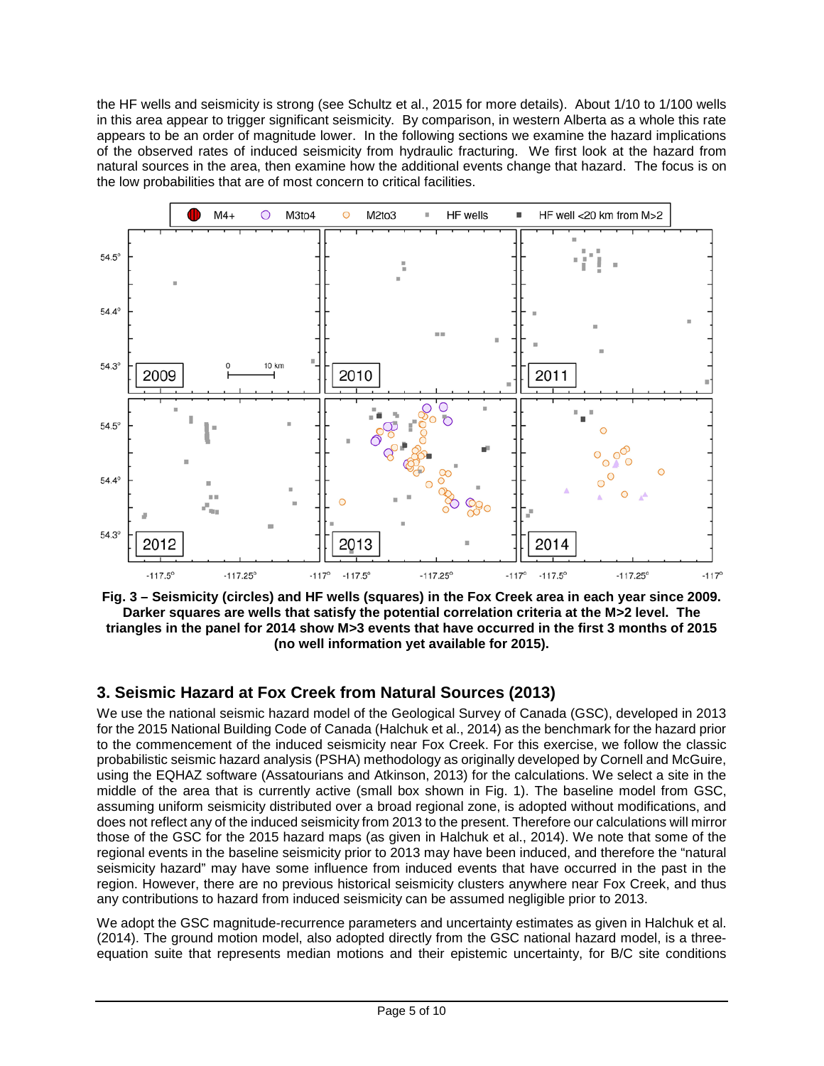the HF wells and seismicity is strong (see Schultz et al., 2015 for more details). About 1/10 to 1/100 wells in this area appear to trigger significant seismicity. By comparison, in western Alberta as a whole this rate appears to be an order of magnitude lower. In the following sections we examine the hazard implications of the observed rates of induced seismicity from hydraulic fracturing. We first look at the hazard from natural sources in the area, then examine how the additional events change that hazard. The focus is on the low probabilities that are of most concern to critical facilities.

**Fig. 3 – Seismicity (circles) and HF wells (squares) in the Fox Creek area in each year since 2009. Darker squares are wells that satisfy the potential correlation criteria at the M>2 level. The triangles in the panel for 2014 show M>3 events that have occurred in the first 3 months of 2015 (no well information yet available for 2015).**

## 3. Seismic Hazard at Fox Creek from Natural Sources (2013)

We use the national seismic hazard model of the Geological Survey of Canada (GSC), developed in 2013 for the 2015 National Building Code of Canada (Halchuk et al., 2014) as the benchmark for the hazard prior to the commencement of the induced seismicity near Fox Creek. For this exercise, we follow the classic probabilistic seismic hazard analysis (PSHA) methodology as originally developed by Cornell and McGuire, using the EQHAZ software (Assatourians and Atkinson, 2013) for the calculations. We select a site in the middle of the area that is currently active (small box shown in Fig. 1). The baseline model from GSC, assuming uniform seismicity distributed over a broad regional zone, is adopted without modifications, and does not reflect any of the induced seismicity from 2013 to the present. Therefore our calculations will mirror those of the GSC for the 2015 hazard maps (as given in Halchuk et al., 2014). We note that some of the regional events in the baseline seismicity prior to 2013 may have been induced, and therefore the "natural seismicity hazard" may have some influence from induced events that have occurred in the past in the region. However, there are no previous historical seismicity clusters anywhere near Fox Creek, and thus any contributions to hazard from induced seismicity can be assumed negligible prior to 2013.

We adopt the GSC magnitude-recurrence parameters and uncertainty estimates as given in Halchuk et al. (2014). The ground motion model, also adopted directly from the GSC national hazard model, is a three-equation suite that represents median motions and their epistemic uncertainty, for B/C site conditions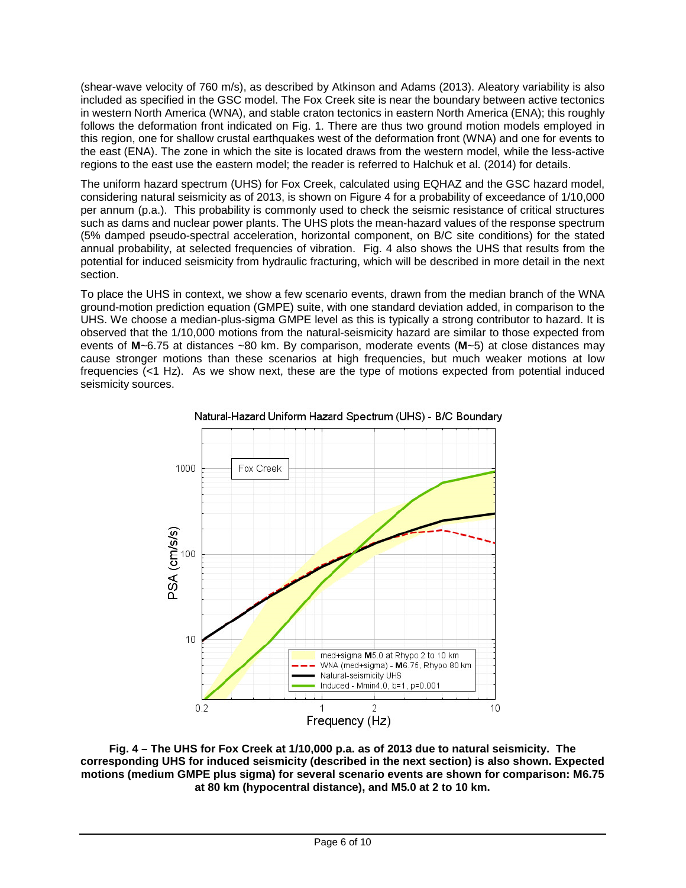(shear-wave velocity of 760 m/s), as described by Atkinson and Adams (2013). Aleatory variability is also included as specified in the GSC model. The Fox Creek site is near the boundary between active tectonics in western North America (WNA), and stable craton tectonics in eastern North America (ENA); this roughly follows the deformation front indicated on Fig. 1. There are thus two ground motion models employed in this region, one for shallow crustal earthquakes west of the deformation front (WNA) and one for events to the east (ENA). The zone in which the site is located draws from the western model, while the less-active regions to the east use the eastern model; the reader is referred to Halchuk et al. (2014) for details.

The uniform hazard spectrum (UHS) for Fox Creek, calculated using EQHAZ and the GSC hazard model, considering natural seismicity as of 2013, is shown on Figure 4 for a probability of exceedance of 1/10,000 per annum (p.a.). This probability is commonly used to check the seismic resistance of critical structures such as dams and nuclear power plants. The UHS plots the mean-hazard values of the response spectrum (5% damped pseudo-spectral acceleration, horizontal component, on B/C site conditions) for the stated annual probability, at selected frequencies of vibration. Fig. 4 also shows the UHS that results from the potential for induced seismicity from hydraulic fracturing, which will be described in more detail in the next section.

To place the UHS in context, we show a few scenario events, drawn from the median branch of the WNA ground-motion prediction equation (GMPE) suite, with one standard deviation added, in comparison to the UHS. We choose a median-plus-sigma GMPE level as this is typically a strong contributor to hazard. It is observed that the 1/10,000 motions from the natural-seismicity hazard are similar to those expected from events of **M**~6.75 at distances ~80 km. By comparison, moderate events (**M**~5) at close distances may cause stronger motions than these scenarios at high frequencies, but much weaker motions at low frequencies (<1 Hz). As we show next, these are the type of motions expected from potential induced seismicity sources.

**Fig. 4 – The UHS for Fox Creek at 1/10,000 p.a. as of 2013 due to natural seismicity. The corresponding UHS for induced seismicity (described in the next section) is also shown. Expected motions (medium GMPE plus sigma) for several scenario events are shown for comparison: M6.75 at 80 km (hypocentral distance), and M5.0 at 2 to 10 km.**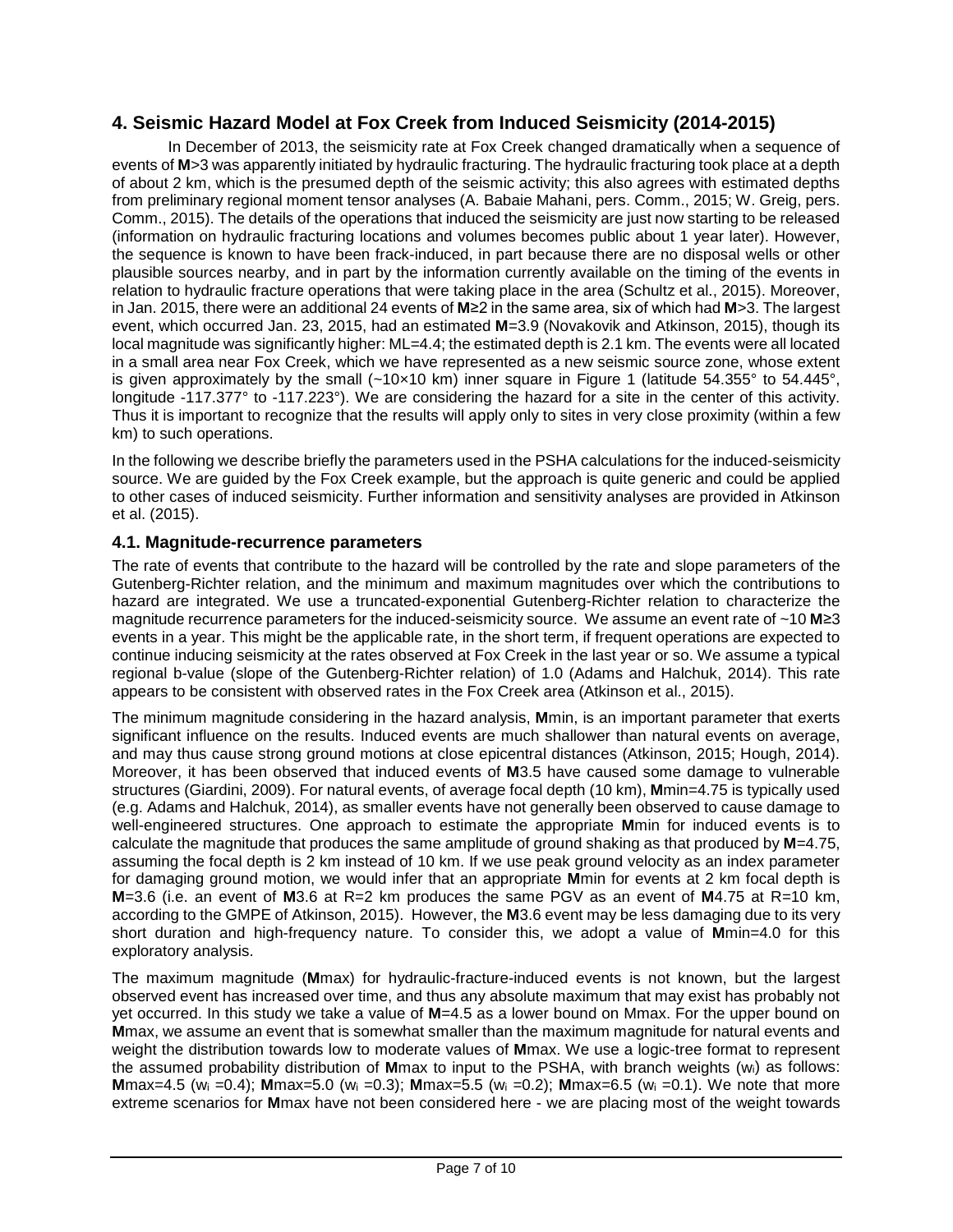## 4. Seismic Hazard Model at Fox Creek from Induced Seismicity (2014-2015)

In December of 2013, the seismicity rate at Fox Creek changed dramatically when a sequence of events of **M**>3 was apparently initiated by hydraulic fracturing. The hydraulic fracturing took place at a depth of about 2 km, which is the presumed depth of the seismic activity; this also agrees with estimated depths from preliminary regional moment tensor analyses (A. Babaie Mahani, pers. Comm., 2015; W. Greig, pers. Comm., 2015). The details of the operations that induced the seismicity are just now starting to be released (information on hydraulic fracturing locations and volumes becomes public about 1 year later). However, the sequence is known to have been frack-induced, in part because there are no disposal wells or other plausible sources nearby, and in part by the information currently available on the timing of the events in relation to hydraulic fracture operations that were taking place in the area (Schultz et al., 2015). Moreover, in Jan. 2015, there were an additional 24 events of **M**≥2 in the same area, six of which had **M**>3. The largest event, which occurred Jan. 23, 2015, had an estimated **M**=3.9 (Novakovik and Atkinson, 2015), though its local magnitude was significantly higher: ML=4.4; the estimated depth is 2.1 km. The events were all located in a small area near Fox Creek, which we have represented as a new seismic source zone, whose extent is given approximately by the small (~10×10 km) inner square in Figure 1 (latitude 54.355° to 54.445°, longitude -117.377° to -117.223°). We are considering the hazard for a site in the center of this activity. Thus it is important to recognize that the results will apply only to sites in very close proximity (within a few km) to such operations.

In the following we describe briefly the parameters used in the PSHA calculations for the induced-seismicity source. We are guided by the Fox Creek example, but the approach is quite generic and could be applied to other cases of induced seismicity. Further information and sensitivity analyses are provided in Atkinson et al. (2015).

### 4.1. Magnitude-recurrence parameters

The rate of events that contribute to the hazard will be controlled by the rate and slope parameters of the Gutenberg-Richter relation, and the minimum and maximum magnitudes over which the contributions to hazard are integrated. We use a truncated-exponential Gutenberg-Richter relation to characterize the magnitude recurrence parameters for the induced-seismicity source. We assume an event rate of ~10 **M**≥3 events in a year. This might be the applicable rate, in the short term, if frequent operations are expected to continue inducing seismicity at the rates observed at Fox Creek in the last year or so. We assume a typical regional b-value (slope of the Gutenberg-Richter relation) of 1.0 (Adams and Halchuk, 2014). This rate appears to be consistent with observed rates in the Fox Creek area (Atkinson et al., 2015).

The minimum magnitude considering in the hazard analysis, **M**min, is an important parameter that exerts significant influence on the results. Induced events are much shallower than natural events on average, and may thus cause strong ground motions at close epicentral distances (Atkinson, 2015; Hough, 2014). Moreover, it has been observed that induced events of **M**3.5 have caused some damage to vulnerable structures (Giardini, 2009). For natural events, of average focal depth (10 km), **M**min=4.75 is typically used (e.g. Adams and Halchuk, 2014), as smaller events have not generally been observed to cause damage to well-engineered structures. One approach to estimate the appropriate **M**min for induced events is to calculate the magnitude that produces the same amplitude of ground shaking as that produced by **M**=4.75, assuming the focal depth is 2 km instead of 10 km. If we use peak ground velocity as an index parameter for damaging ground motion, we would infer that an appropriate **M**min for events at 2 km focal depth is **M**=3.6 (i.e. an event of **M**3.6 at R=2 km produces the same PGV as an event of **M**4.75 at R=10 km, according to the GMPE of Atkinson, 2015). However, the **M**3.6 event may be less damaging due to its very short duration and high-frequency nature. To consider this, we adopt a value of **M**min=4.0 for this exploratory analysis.

The maximum magnitude (**M**max) for hydraulic-fracture-induced events is not known, but the largest observed event has increased over time, and thus any absolute maximum that may exist has probably not yet occurred. In this study we take a value of **M**=4.5 as a lower bound on Mmax. For the upper bound on **M**max, we assume an event that is somewhat smaller than the maximum magnitude for natural events and weight the distribution towards low to moderate values of **M**max. We use a logic-tree format to represent the assumed probability distribution of **M**max to input to the PSHA, with branch weights ($w_i$) as follows: **M**max=4.5 ($w_i$ =0.4); **M**max=5.0 ($w_i$ =0.3); **M**max=5.5 ($w_i$ =0.2); **M**max=6.5 ($w_i$ =0.1). We note that more extreme scenarios for **M**max have not been considered here - we are placing most of the weight towards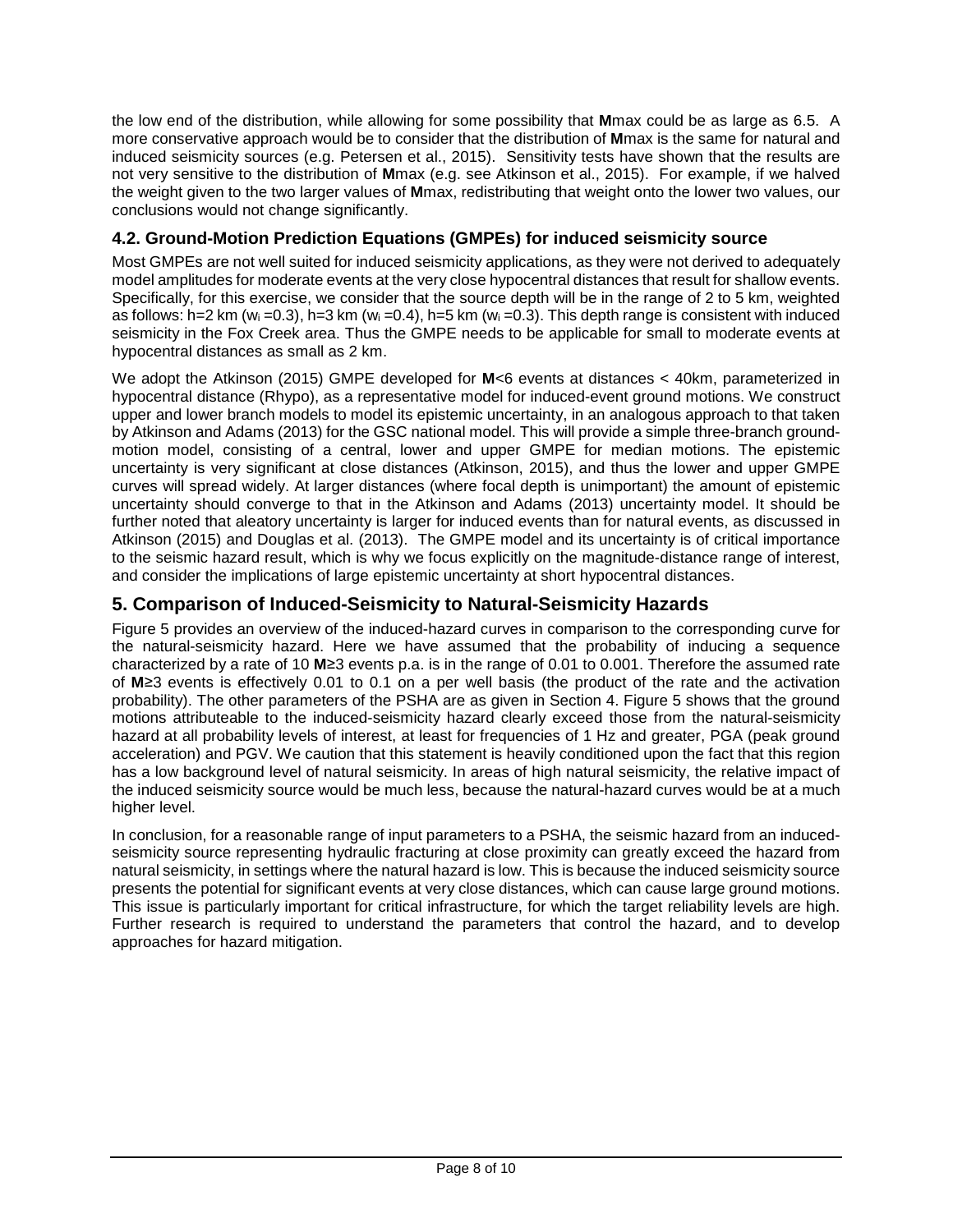the low end of the distribution, while allowing for some possibility that **M**max could be as large as 6.5. A more conservative approach would be to consider that the distribution of **M**max is the same for natural and induced seismicity sources (e.g. Petersen et al., 2015). Sensitivity tests have shown that the results are not very sensitive to the distribution of **M**max (e.g. see Atkinson et al., 2015). For example, if we halved the weight given to the two larger values of **M**max, redistributing that weight onto the lower two values, our conclusions would not change significantly.

### 4.2. Ground-Motion Prediction Equations (GMPEs) for induced seismicity source

Most GMPEs are not well suited for induced seismicity applications, as they were not derived to adequately model amplitudes for moderate events at the very close hypocentral distances that result for shallow events. Specifically, for this exercise, we consider that the source depth will be in the range of 2 to 5 km, weighted as follows: h=2 km ($w_i$ =0.3), h=3 km ($w_i$ =0.4), h=5 km ($w_i$ =0.3). This depth range is consistent with induced seismicity in the Fox Creek area. Thus the GMPE needs to be applicable for small to moderate events at hypocentral distances as small as 2 km.

We adopt the Atkinson (2015) GMPE developed for **M**<6 events at distances < 40km, parameterized in hypocentral distance (Rhypo), as a representative model for induced-event ground motions. We construct upper and lower branch models to model its epistemic uncertainty, in an analogous approach to that taken by Atkinson and Adams (2013) for the GSC national model. This will provide a simple three-branch ground-motion model, consisting of a central, lower and upper GMPE for median motions. The epistemic uncertainty is very significant at close distances (Atkinson, 2015), and thus the lower and upper GMPE curves will spread widely. At larger distances (where focal depth is unimportant) the amount of epistemic uncertainty should converge to that in the Atkinson and Adams (2013) uncertainty model. It should be further noted that aleatory uncertainty is larger for induced events than for natural events, as discussed in Atkinson (2015) and Douglas et al. (2013). The GMPE model and its uncertainty is of critical importance to the seismic hazard result, which is why we focus explicitly on the magnitude-distance range of interest, and consider the implications of large epistemic uncertainty at short hypocentral distances.

## 5. Comparison of Induced-Seismicity to Natural-Seismicity Hazards

Figure 5 provides an overview of the induced-hazard curves in comparison to the corresponding curve for the natural-seismicity hazard. Here we have assumed that the probability of inducing a sequence characterized by a rate of 10 **M**≥3 events p.a. is in the range of 0.01 to 0.001. Therefore the assumed rate of **M**≥3 events is effectively 0.01 to 0.1 on a per well basis (the product of the rate and the activation probability). The other parameters of the PSHA are as given in Section 4. Figure 5 shows that the ground motions attributeable to the induced-seismicity hazard clearly exceed those from the natural-seismicity hazard at all probability levels of interest, at least for frequencies of 1 Hz and greater, PGA (peak ground acceleration) and PGV. We caution that this statement is heavily conditioned upon the fact that this region has a low background level of natural seismicity. In areas of high natural seismicity, the relative impact of the induced seismicity source would be much less, because the natural-hazard curves would be at a much higher level.

In conclusion, for a reasonable range of input parameters to a PSHA, the seismic hazard from an induced-seismicity source representing hydraulic fracturing at close proximity can greatly exceed the hazard from natural seismicity, in settings where the natural hazard is low. This is because the induced seismicity source presents the potential for significant events at very close distances, which can cause large ground motions. This issue is particularly important for critical infrastructure, for which the target reliability levels are high. Further research is required to understand the parameters that control the hazard, and to develop approaches for hazard mitigation.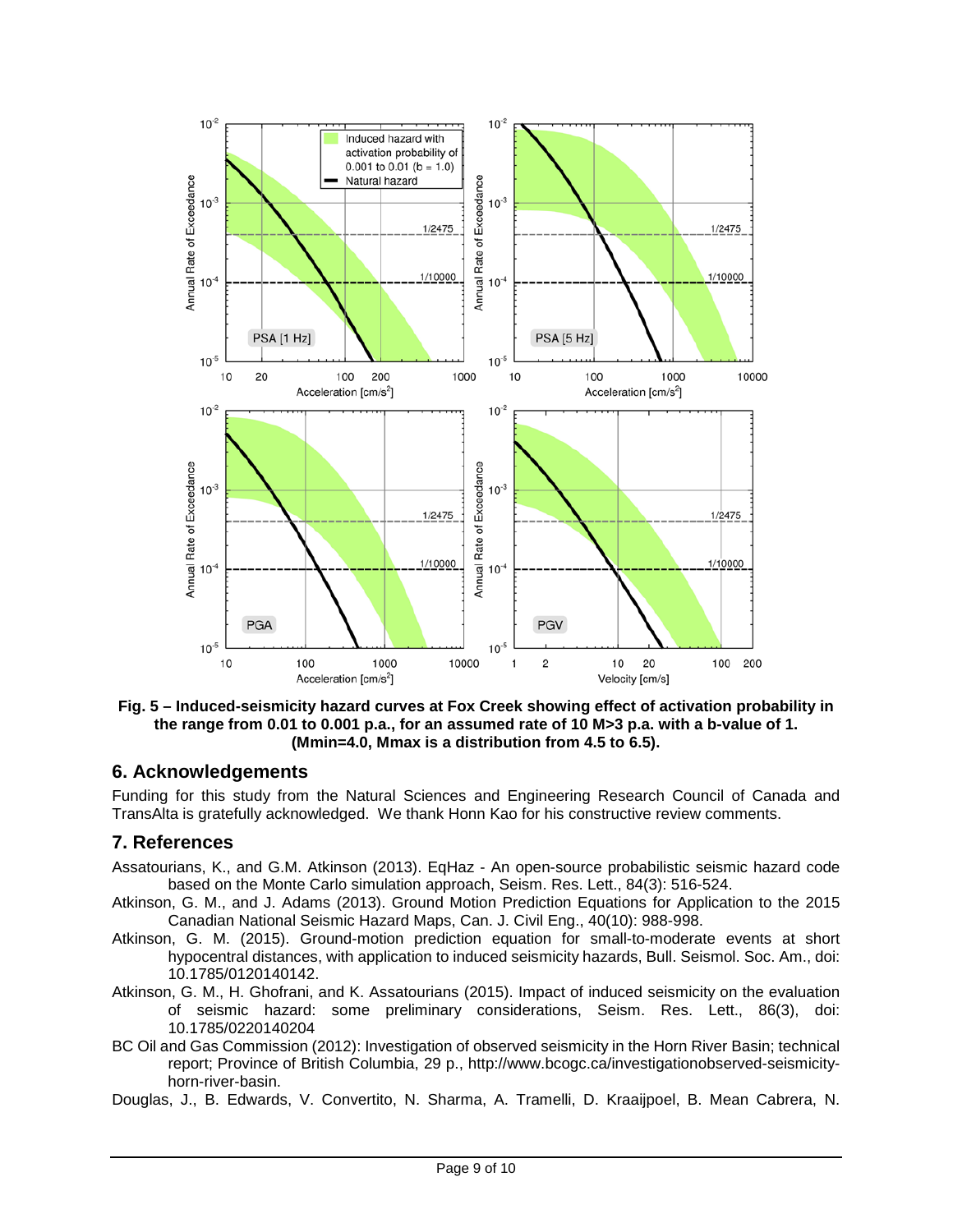**Fig. 5 – Induced-seismicity hazard curves at Fox Creek showing effect of activation probability in the range from 0.01 to 0.001 p.a., for an assumed rate of 10 M>3 p.a. with a b-value of 1. (Mmin=4.0, Mmax is a distribution from 4.5 to 6.5).**

## 6. Acknowledgements

Funding for this study from the Natural Sciences and Engineering Research Council of Canada and TransAlta is gratefully acknowledged. We thank Honn Kao for his constructive review comments.

## 7. References

Assatourians, K., and G.M. Atkinson (2013). EqHaz - An open-source probabilistic seismic hazard code based on the Monte Carlo simulation approach, Seism. Res. Lett., 84(3): 516-524.

Atkinson, G. M., and J. Adams (2013). Ground Motion Prediction Equations for Application to the 2015 Canadian National Seismic Hazard Maps, Can. J. Civil Eng., 40(10): 988-998.

Atkinson, G. M. (2015). Ground-motion prediction equation for small-to-moderate events at short hypocentral distances, with application to induced seismicity hazards, Bull. Seismol. Soc. Am., doi: 10.1785/0120140142.

Atkinson, G. M., H. Ghofrani, and K. Assatourians (2015). Impact of induced seismicity on the evaluation of seismic hazard: some preliminary considerations, Seism. Res. Lett., 86(3), doi: 10.1785/0220140204

BC Oil and Gas Commission (2012): Investigation of observed seismicity in the Horn River Basin; technical report; Province of British Columbia, 29 p., http://www.bcogc.ca/investigationobserved-seismicity-horn-river-basin.

Douglas, J., B. Edwards, V. Convertito, N. Sharma, A. Tramelli, D. Kraaijpoel, B. Mean Cabrera, N.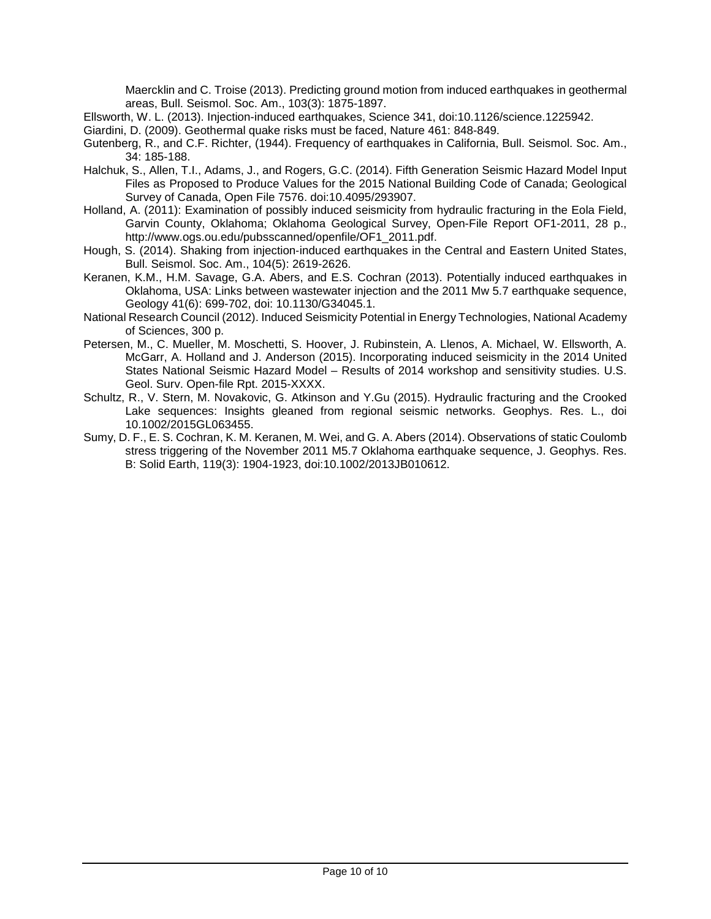Maercklin and C. Troise (2013). Predicting ground motion from induced earthquakes in geothermal areas, Bull. Seismol. Soc. Am., 103(3): 1875-1897.

Ellsworth, W. L. (2013). Injection-induced earthquakes, Science 341, doi:10.1126/science.1225942.

Giardini, D. (2009). Geothermal quake risks must be faced, Nature 461: 848-849.

Gutenberg, R., and C.F. Richter, (1944). Frequency of earthquakes in California, Bull. Seismol. Soc. Am., 34: 185-188.

Halchuk, S., Allen, T.I., Adams, J., and Rogers, G.C. (2014). Fifth Generation Seismic Hazard Model Input Files as Proposed to Produce Values for the 2015 National Building Code of Canada; Geological Survey of Canada, Open File 7576. doi:10.4095/293907.

Holland, A. (2011): Examination of possibly induced seismicity from hydraulic fracturing in the Eola Field, Garvin County, Oklahoma; Oklahoma Geological Survey, Open-File Report OF1-2011, 28 p., http://www.ogs.ou.edu/pubsscanned/openfile/OF1_2011.pdf.

Hough, S. (2014). Shaking from injection-induced earthquakes in the Central and Eastern United States, Bull. Seismol. Soc. Am., 104(5): 2619-2626.

Keranen, K.M., H.M. Savage, G.A. Abers, and E.S. Cochran (2013). Potentially induced earthquakes in Oklahoma, USA: Links between wastewater injection and the 2011 Mw 5.7 earthquake sequence, Geology 41(6): 699-702, doi: 10.1130/G34045.1.

National Research Council (2012). Induced Seismicity Potential in Energy Technologies, National Academy of Sciences, 300 p.

Petersen, M., C. Mueller, M. Moschetti, S. Hoover, J. Rubinstein, A. Llenos, A. Michael, W. Ellsworth, A. McGarr, A. Holland and J. Anderson (2015). Incorporating induced seismicity in the 2014 United States National Seismic Hazard Model – Results of 2014 workshop and sensitivity studies. U.S. Geol. Surv. Open-file Rpt. 2015-XXXX.

Schultz, R., V. Stern, M. Novakovic, G. Atkinson and Y.Gu (2015). Hydraulic fracturing and the Crooked Lake sequences: Insights gleaned from regional seismic networks. Geophys. Res. L., doi 10.1002/2015GL063455.

Sumy, D. F., E. S. Cochran, K. M. Keranen, M. Wei, and G. A. Abers (2014). Observations of static Coulomb stress triggering of the November 2011 M5.7 Oklahoma earthquake sequence, J. Geophys. Res. B: Solid Earth, 119(3): 1904-1923, doi:10.1002/2013JB010612.